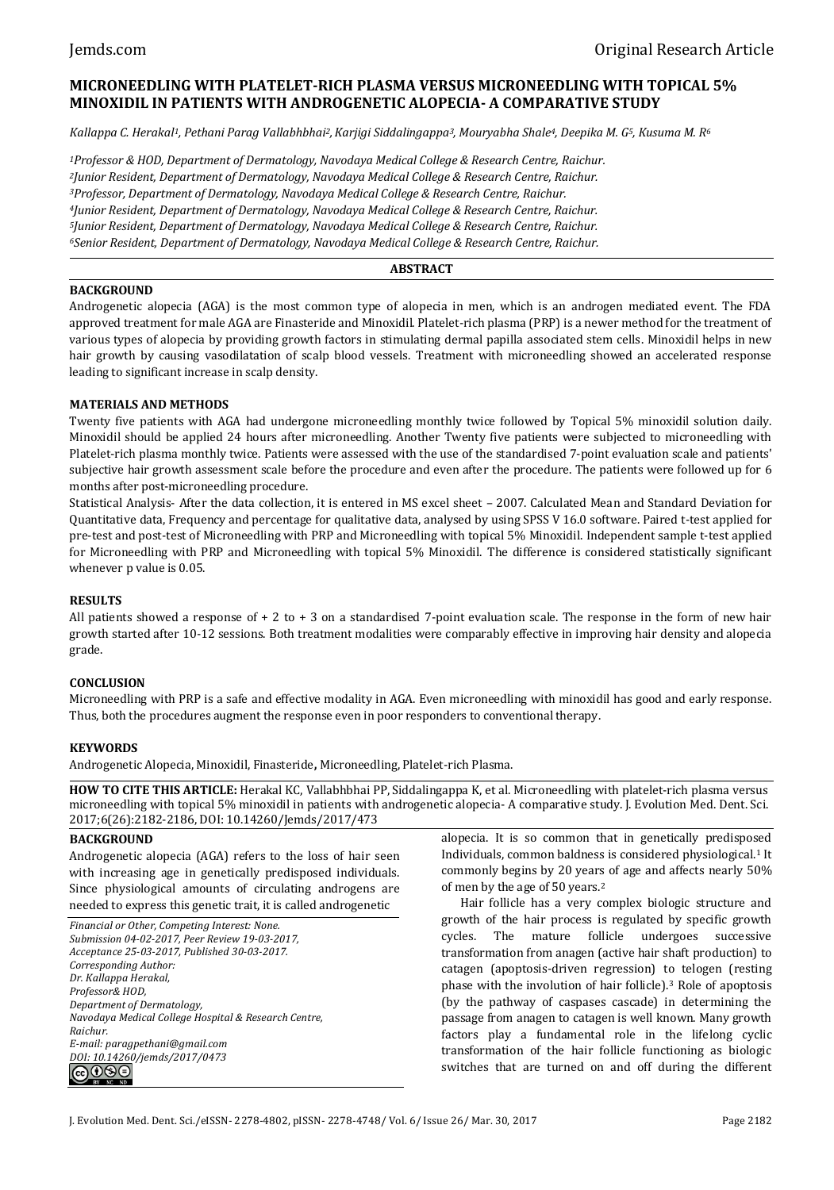# MICRONEEDLING WITH PLATELET-RICH PLASMA VERSUS MICRONEEDLING WITH TOPICAL 5% MINOXIDIL IN PATIENTS WITH ANDROGENETIC ALOPECIA- A COMPARATIVE STUDY

*Kallappa C. Herakal[1], Pethani Parag Vallabhbhai[2], Karjigi Siddalingappa[3], Mouryabha Shale[4], Deepika M. G[5], Kusuma M. R[6]*

*[1]Professor & HOD, Department of Dermatology, Navodaya Medical College & Research Centre, Raichur.*
*[2]Junior Resident, Department of Dermatology, Navodaya Medical College & Research Centre, Raichur.*
*[3]Professor, Department of Dermatology, Navodaya Medical College & Research Centre, Raichur.*
*[4]Junior Resident, Department of Dermatology, Navodaya Medical College & Research Centre, Raichur.*
*[5]Junior Resident, Department of Dermatology, Navodaya Medical College & Research Centre, Raichur.*
*[6]Senior Resident, Department of Dermatology, Navodaya Medical College & Research Centre, Raichur.*

## ABSTRACT

### BACKGROUND

Androgenetic alopecia (AGA) is the most common type of alopecia in men, which is an androgen mediated event. The FDA approved treatment for male AGA are Finasteride and Minoxidil. Platelet-rich plasma (PRP) is a newer method for the treatment of various types of alopecia by providing growth factors in stimulating dermal papilla associated stem cells. Minoxidil helps in new hair growth by causing vasodilatation of scalp blood vessels. Treatment with microneedling showed an accelerated response leading to significant increase in scalp density.

### MATERIALS AND METHODS

Twenty five patients with AGA had undergone microneedling monthly twice followed by Topical 5% minoxidil solution daily. Minoxidil should be applied 24 hours after microneedling. Another Twenty five patients were subjected to microneedling with Platelet-rich plasma monthly twice. Patients were assessed with the use of the standardised 7-point evaluation scale and patients' subjective hair growth assessment scale before the procedure and even after the procedure. The patients were followed up for 6 months after post-microneedling procedure.

Statistical Analysis- After the data collection, it is entered in MS excel sheet – 2007. Calculated Mean and Standard Deviation for Quantitative data, Frequency and percentage for qualitative data, analysed by using SPSS V 16.0 software. Paired t-test applied for pre-test and post-test of Microneedling with PRP and Microneedling with topical 5% Minoxidil. Independent sample t-test applied for Microneedling with PRP and Microneedling with topical 5% Minoxidil. The difference is considered statistically significant whenever p value is 0.05.

### RESULTS

All patients showed a response of + 2 to + 3 on a standardised 7-point evaluation scale. The response in the form of new hair growth started after 10-12 sessions. Both treatment modalities were comparably effective in improving hair density and alopecia grade.

### CONCLUSION

Microneedling with PRP is a safe and effective modality in AGA. Even microneedling with minoxidil has good and early response. Thus, both the procedures augment the response even in poor responders to conventional therapy.

### KEYWORDS

Androgenetic Alopecia, Minoxidil, Finasteride**,** Microneedling, Platelet-rich Plasma.

**HOW TO CITE THIS ARTICLE:** Herakal KC, Vallabhbhai PP, Siddalingappa K, et al. Microneedling with platelet-rich plasma versus microneedling with topical 5% minoxidil in patients with androgenetic alopecia- A comparative study. J. Evolution Med. Dent. Sci. 2017;6(26):2182-2186, DOI: 10.14260/Jemds/2017/473

## BACKGROUND

Androgenetic alopecia (AGA) refers to the loss of hair seen with increasing age in genetically predisposed individuals. Since physiological amounts of circulating androgens are needed to express this genetic trait, it is called androgenetic alopecia. It is so common that in genetically predisposed Individuals, common baldness is considered physiological.[1] It commonly begins by 20 years of age and affects nearly 50% of men by the age of 50 years.[2]

Hair follicle has a very complex biologic structure and growth of the hair process is regulated by specific growth cycles. The mature follicle undergoes successive transformation from anagen (active hair shaft production) to catagen (apoptosis-driven regression) to telogen (resting phase with the involution of hair follicle).[3] Role of apoptosis (by the pathway of caspases cascade) in determining the passage from anagen to catagen is well known. Many growth factors play a fundamental role in the lifelong cyclic transformation of the hair follicle functioning as biologic switches that are turned on and off during the different

*Financial or Other, Competing Interest: None.*
*Submission 04-02-2017, Peer Review 19-03-2017,*
*Acceptance 25-03-2017, Published 30-03-2017.*
*Corresponding Author:*
*Dr. Kallappa Herakal,*
*Professor& HOD,*
*Department of Dermatology,*
*Navodaya Medical College Hospital & Research Centre,*
*Raichur.*
*E-mail: paragpethani@gmail.com*
*DOI: 10.14260/jemds/2017/0473*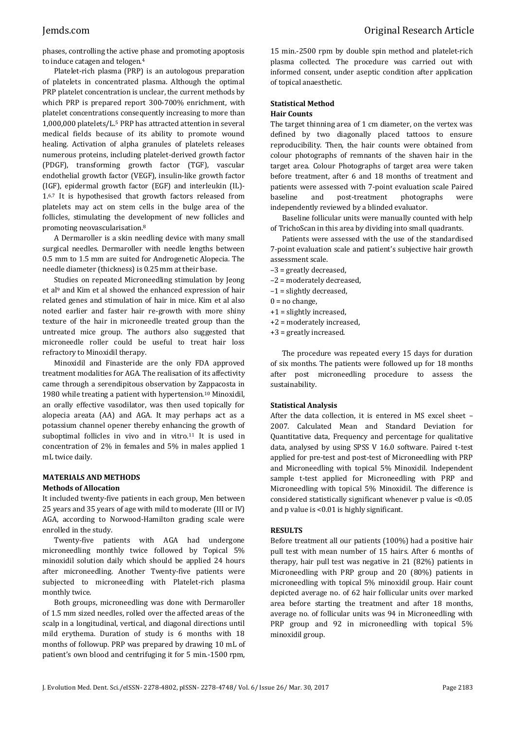phases, controlling the active phase and promoting apoptosis to induce catagen and telogen.[4]

Platelet-rich plasma (PRP) is an autologous preparation of platelets in concentrated plasma. Although the optimal PRP platelet concentration is unclear, the current methods by which PRP is prepared report 300-700% enrichment, with platelet concentrations consequently increasing to more than 1,000,000 platelets/L.[5] PRP has attracted attention in several medical fields because of its ability to promote wound healing. Activation of alpha granules of platelets releases numerous proteins, including platelet-derived growth factor (PDGF), transforming growth factor (TGF), vascular endothelial growth factor (VEGF), insulin-like growth factor (IGF), epidermal growth factor (EGF) and interleukin (IL)-1.[6,7] It is hypothesised that growth factors released from platelets may act on stem cells in the bulge area of the follicles, stimulating the development of new follicles and promoting neovascularisation.[8]

A Dermaroller is a skin needling device with many small surgical needles. Dermaroller with needle lengths between 0.5 mm to 1.5 mm are suited for Androgenetic Alopecia. The needle diameter (thickness) is 0.25 mm at their base.

Studies on repeated Microneedling stimulation by Jeong et al[9] and Kim et al showed the enhanced expression of hair related genes and stimulation of hair in mice. Kim et al also noted earlier and faster hair re-growth with more shiny texture of the hair in microneedle treated group than the untreated mice group. The authors also suggested that microneedle roller could be useful to treat hair loss refractory to Minoxidil therapy.

Minoxidil and Finasteride are the only FDA approved treatment modalities for AGA. The realisation of its affectivity came through a serendipitous observation by Zappacosta in 1980 while treating a patient with hypertension.[10] Minoxidil, an orally effective vasodilator, was then used topically for alopecia areata (AA) and AGA. It may perhaps act as a potassium channel opener thereby enhancing the growth of suboptimal follicles in vivo and in vitro.[11] It is used in concentration of 2% in females and 5% in males applied 1 mL twice daily.

## MATERIALS AND METHODS

### Methods of Allocation

It included twenty-five patients in each group, Men between 25 years and 35 years of age with mild to moderate (III or IV) AGA, according to Norwood-Hamilton grading scale were enrolled in the study.

Twenty-five patients with AGA had undergone microneedling monthly twice followed by Topical 5% minoxidil solution daily which should be applied 24 hours after microneedling. Another Twenty-five patients were subjected to microneedling with Platelet-rich plasma monthly twice.

Both groups, microneedling was done with Dermaroller of 1.5 mm sized needles, rolled over the affected areas of the scalp in a longitudinal, vertical, and diagonal directions until mild erythema. Duration of study is 6 months with 18 months of followup. PRP was prepared by drawing 10 mL of patient's own blood and centrifuging it for 5 min.-1500 rpm, 15 min.-2500 rpm by double spin method and platelet-rich plasma collected. The procedure was carried out with informed consent, under aseptic condition after application of topical anaesthetic.

### Statistical Method

**Hair Counts**

The target thinning area of 1 cm diameter, on the vertex was defined by two diagonally placed tattoos to ensure reproducibility. Then, the hair counts were obtained from colour photographs of remnants of the shaven hair in the target area. Colour Photographs of target area were taken before treatment, after 6 and 18 months of treatment and patients were assessed with 7-point evaluation scale Paired baseline and post-treatment photographs were independently reviewed by a blinded evaluator.

Baseline follicular units were manually counted with help of TrichoScan in this area by dividing into small quadrants.

Patients were assessed with the use of the standardised 7-point evaluation scale and patient's subjective hair growth assessment scale.

- −3 = greatly decreased,
- −2 = moderately decreased,
- −1 = slightly decreased,
- 0 = no change,
- +1 = slightly increased,
- +2 = moderately increased,
- +3 = greatly increased.

The procedure was repeated every 15 days for duration of six months. The patients were followed up for 18 months after post microneedling procedure to assess the sustainability.

### Statistical Analysis

After the data collection, it is entered in MS excel sheet – 2007. Calculated Mean and Standard Deviation for Quantitative data, Frequency and percentage for qualitative data, analysed by using SPSS V 16.0 software. Paired t-test applied for pre-test and post-test of Microneedling with PRP and Microneedling with topical 5% Minoxidil. Independent sample t-test applied for Microneedling with PRP and Microneedling with topical 5% Minoxidil. The difference is considered statistically significant whenever p value is <0.05 and p value is <0.01 is highly significant.

## RESULTS

Before treatment all our patients (100%) had a positive hair pull test with mean number of 15 hairs. After 6 months of therapy, hair pull test was negative in 21 (82%) patients in Microneedling with PRP group and 20 (80%) patients in microneedling with topical 5% minoxidil group. Hair count depicted average no. of 62 hair follicular units over marked area before starting the treatment and after 18 months, average no. of follicular units was 94 in Microneedling with PRP group and 92 in microneedling with topical 5% minoxidil group.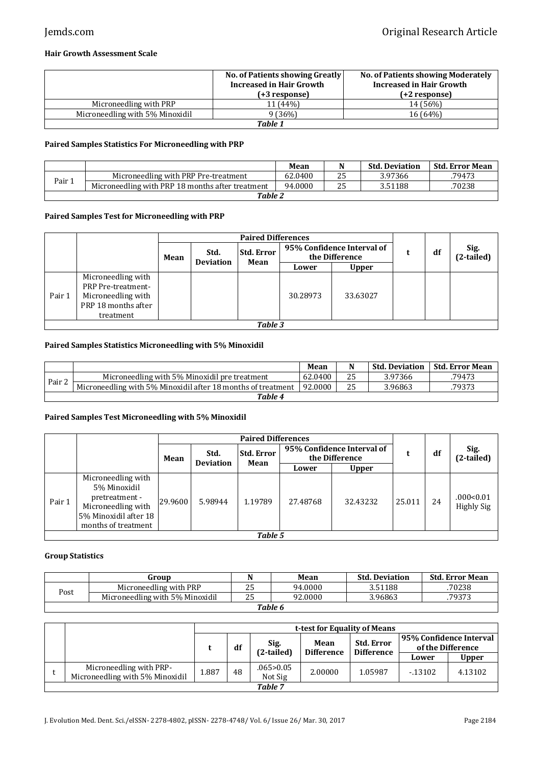### Hair Growth Assessment Scale

| | No. of Patients showing Greatly Increased in Hair Growth (+3 response) | No. of Patients showing Moderately Increased in Hair Growth (+2 response) |
|---|---|---|
| Microneedling with PRP | 11 (44%) | 14 (56%) |
| Microneedling with 5% Minoxidil | 9 (36%) | 16 (64%) |

*Table 1*

### Paired Samples Statistics For Microneedling with PRP

| | | Mean | N | Std. Deviation | Std. Error Mean |
|---|---|---|---|---|---|
| Pair 1 | Microneedling with PRP Pre-treatment | 62.0400 | 25 | 3.97366 | .79473 |
| | Microneedling with PRP 18 months after treatment | 94.0000 | 25 | 3.51188 | .70238 |

*Table 2*

### Paired Samples Test for Microneedling with PRP

| | | Paired Differences | | | | | t | df | Sig. (2-tailed) |
|---|---|---|---|---|---|---|---|---|---|
| | | Mean | Std. Deviation | Std. Error Mean | 95% Confidence Interval of the Difference | | | | |
| | | | | | Lower | Upper | | | |
| Pair 1 | Microneedling with PRP Pre-treatment- Microneedling with PRP 18 months after treatment | | | | 30.28973 | 33.63027 | | | |

*Table 3*

### Paired Samples Statistics Microneedling with 5% Minoxidil

| | | Mean | N | Std. Deviation | Std. Error Mean |
|---|---|---|---|---|---|
| Pair 2 | Microneedling with 5% Minoxidil pre treatment | 62.0400 | 25 | 3.97366 | .79473 |
| | Microneedling with 5% Minoxidil after 18 months of treatment | 92.0000 | 25 | 3.96863 | .79373 |

*Table 4*

### Paired Samples Test Microneedling with 5% Minoxidil

| | | Paired Differences | | | | | t | df | Sig. (2-tailed) |
|---|---|---|---|---|---|---|---|---|---|
| | | Mean | Std. Deviation | Std. Error Mean | 95% Confidence Interval of the Difference | | | | |
| | | | | | Lower | Upper | | | |
| Pair 1 | Microneedling with 5% Minoxidil pretreatment - Microneedling with 5% Minoxidil after 18 months of treatment | 29.9600 | 5.98944 | 1.19789 | 27.48768 | 32.43232 | 25.011 | 24 | .000<0.01 Highly Sig |

*Table 5*

### Group Statistics

| | Group | N | Mean | Std. Deviation | Std. Error Mean |
|---|---|---|---|---|---|
| Post | Microneedling with PRP | 25 | 94.0000 | 3.51188 | .70238 |
| | Microneedling with 5% Minoxidil | 25 | 92.0000 | 3.96863 | .79373 |

*Table 6*

| | | t-test for Equality of Means | | | | | | |
|---|---|---|---|---|---|---|---|---|
| | | t | df | Sig. (2-tailed) | Mean Difference | Std. Error Difference | 95% Confidence Interval of the Difference | |
| | | | | | | | Lower | Upper |
| t | Microneedling with PRP- Microneedling with 5% Minoxidil | 1.887 | 48 | .065>0.05 Not Sig | 2.00000 | 1.05987 | -.13102 | 4.13102 |

*Table 7*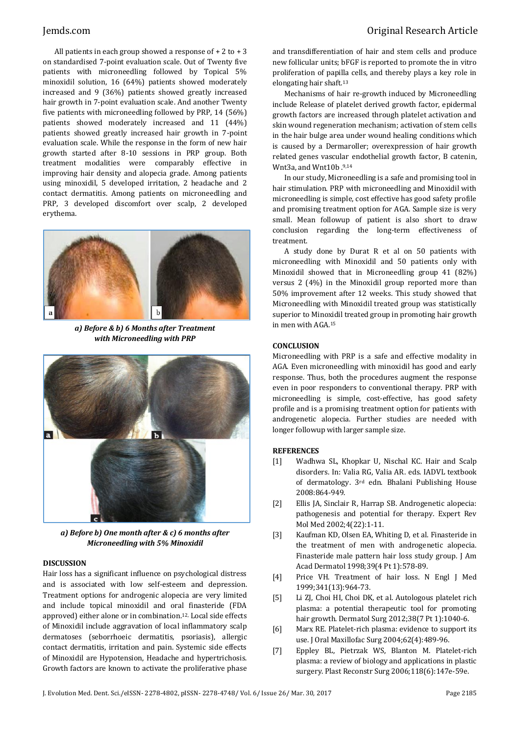All patients in each group showed a response of + 2 to + 3 on standardised 7-point evaluation scale. Out of Twenty five patients with microneedling followed by Topical 5% minoxidil solution, 16 (64%) patients showed moderately increased and 9 (36%) patients showed greatly increased hair growth in 7-point evaluation scale. And another Twenty five patients with microneedling followed by PRP, 14 (56%) patients showed moderately increased and 11 (44%) patients showed greatly increased hair growth in 7-point evaluation scale. While the response in the form of new hair growth started after 8-10 sessions in PRP group. Both treatment modalities were comparably effective in improving hair density and alopecia grade. Among patients using minoxidil, 5 developed irritation, 2 headache and 2 contact dermatitis. Among patients on microneedling and PRP, 3 developed discomfort over scalp, 2 developed erythema.

***a) Before & b) 6 Months after Treatment with Microneedling with PRP***

***a) Before b) One month after & c) 6 months after Microneedling with 5% Minoxidil***

## DISCUSSION

Hair loss has a significant influence on psychological distress and is associated with low self-esteem and depression. Treatment options for androgenic alopecia are very limited and include topical minoxidil and oral finasteride (FDA approved) either alone or in combination.[12] Local side effects of Minoxidil include aggravation of local inflammatory scalp dermatoses (seborrhoeic dermatitis, psoriasis), allergic contact dermatitis, irritation and pain. Systemic side effects of Minoxidil are Hypotension, Headache and hypertrichosis. Growth factors are known to activate the proliferative phase and transdifferentiation of hair and stem cells and produce new follicular units; bFGF is reported to promote the in vitro proliferation of papilla cells, and thereby plays a key role in elongating hair shaft.[13]

Mechanisms of hair re-growth induced by Microneedling include Release of platelet derived growth factor, epidermal growth factors are increased through platelet activation and skin wound regeneration mechanism; activation of stem cells in the hair bulge area under wound healing conditions which is caused by a Dermaroller; overexpression of hair growth related genes vascular endothelial growth factor, B catenin, Wnt3a, and Wnt10b .[9,14]

In our study, Microneedling is a safe and promising tool in hair stimulation. PRP with microneedling and Minoxidil with microneedling is simple, cost effective has good safety profile and promising treatment option for AGA. Sample size is very small. Mean followup of patient is also short to draw conclusion regarding the long-term effectiveness of treatment.

A study done by Durat R et al on 50 patients with microneedling with Minoxidil and 50 patients only with Minoxidil showed that in Microneedling group 41 (82%) versus 2 (4%) in the Minoxidil group reported more than 50% improvement after 12 weeks. This study showed that Microneedling with Minoxidil treated group was statistically superior to Minoxidil treated group in promoting hair growth in men with AGA.[15]

## CONCLUSION

Microneedling with PRP is a safe and effective modality in AGA. Even microneedling with minoxidil has good and early response. Thus, both the procedures augment the response even in poor responders to conventional therapy. PRP with microneedling is simple, cost-effective, has good safety profile and is a promising treatment option for patients with androgenetic alopecia. Further studies are needed with longer followup with larger sample size.

## REFERENCES

[1] Wadhwa SL, Khopkar U, Nischal KC. Hair and Scalp disorders. In: Valia RG, Valia AR. eds. IADVL textbook of dermatology. 3rd edn. Bhalani Publishing House 2008:864-949.

[2] Ellis JA, Sinclair R, Harrap SB. Androgenetic alopecia: pathogenesis and potential for therapy. Expert Rev Mol Med 2002;4(22):1-11.

[3] Kaufman KD, Olsen EA, Whiting D, et al. Finasteride in the treatment of men with androgenetic alopecia. Finasteride male pattern hair loss study group. J Am Acad Dermatol 1998;39(4 Pt 1):578-89.

[4] Price VH. Treatment of hair loss. N Engl J Med 1999;341(13):964-73.

[5] Li ZJ, Choi HI, Choi DK, et al. Autologous platelet rich plasma: a potential therapeutic tool for promoting hair growth. Dermatol Surg 2012;38(7 Pt 1):1040-6.

[6] Marx RE. Platelet-rich plasma: evidence to support its use. J Oral Maxillofac Surg 2004;62(4):489-96.

[7] Eppley BL, Pietrzak WS, Blanton M. Platelet-rich plasma: a review of biology and applications in plastic surgery. Plast Reconstr Surg 2006;118(6):147e-59e.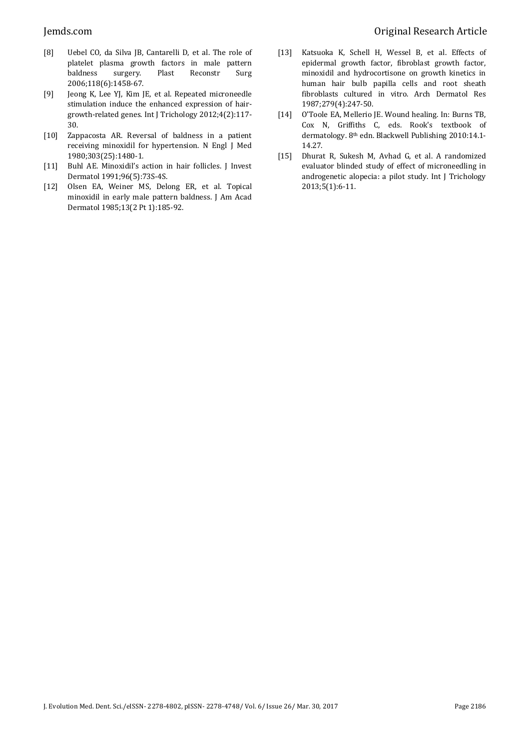[8] Uebel CO, da Silva JB, Cantarelli D, et al. The role of platelet plasma growth factors in male pattern baldness surgery. Plast Reconstr Surg 2006;118(6):1458-67.

[9] Jeong K, Lee YJ, Kim JE, et al. Repeated microneedle stimulation induce the enhanced expression of hair-growth-related genes. Int J Trichology 2012;4(2):117-30.

[10] Zappacosta AR. Reversal of baldness in a patient receiving minoxidil for hypertension. N Engl J Med 1980;303(25):1480-1.

[11] Buhl AE. Minoxidil's action in hair follicles. J Invest Dermatol 1991;96(5):73S-4S.

[12] Olsen EA, Weiner MS, Delong ER, et al. Topical minoxidil in early male pattern baldness. J Am Acad Dermatol 1985;13(2 Pt 1):185-92.

[13] Katsuoka K, Schell H, Wessel B, et al. Effects of epidermal growth factor, fibroblast growth factor, minoxidil and hydrocortisone on growth kinetics in human hair bulb papilla cells and root sheath fibroblasts cultured in vitro. Arch Dermatol Res 1987;279(4):247-50.

[14] O'Toole EA, Mellerio JE. Wound healing. In: Burns TB, Cox N, Griffiths C, eds. Rook's textbook of dermatology. 8th edn. Blackwell Publishing 2010:14.1-14.27.

[15] Dhurat R, Sukesh M, Avhad G, et al. A randomized evaluator blinded study of effect of microneedling in androgenetic alopecia: a pilot study. Int J Trichology 2013;5(1):6-11.